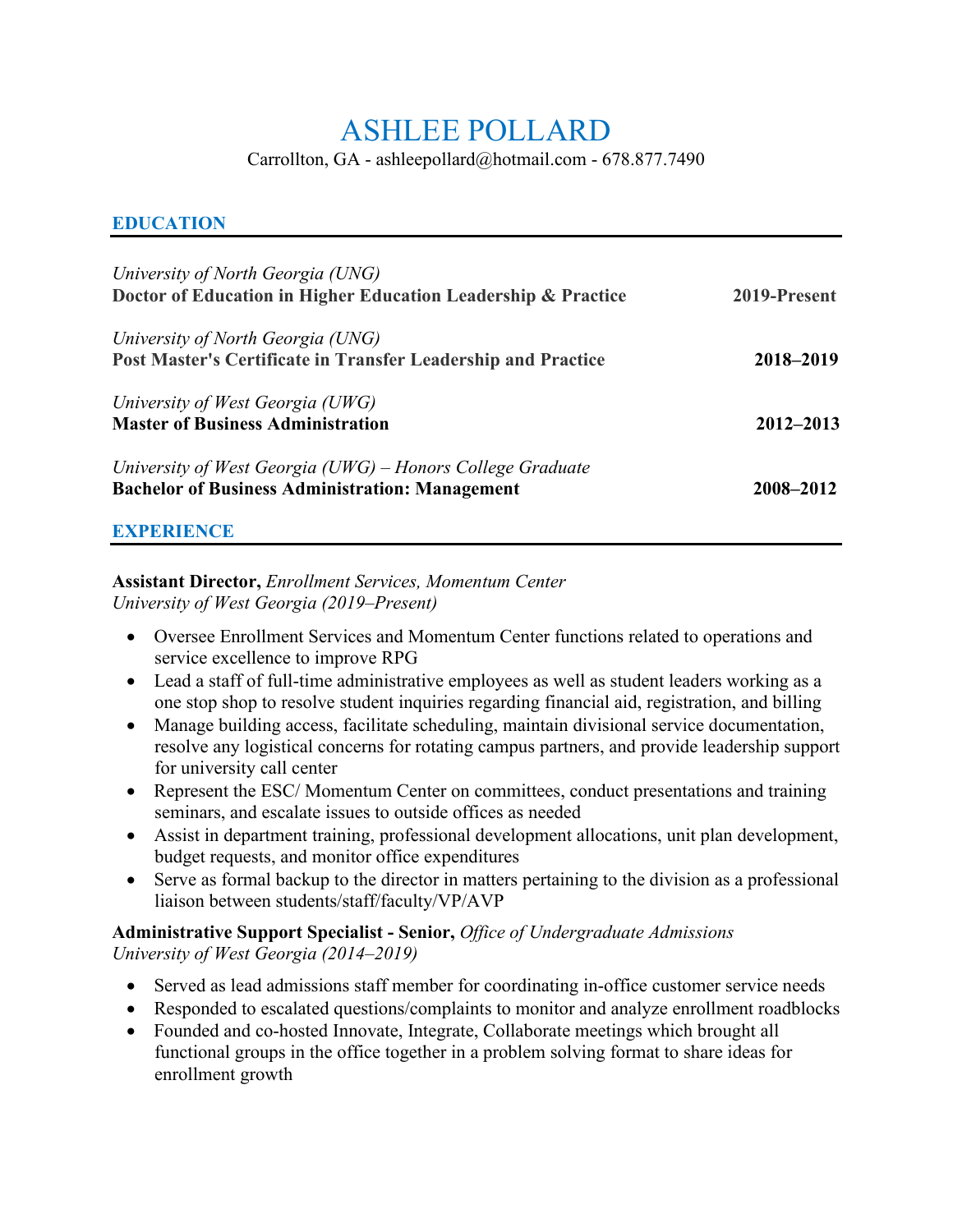# ASHLEE POLLARD

Carrollton, GA - ashleepollard@hotmail.com - 678.877.7490

## EDUCATION

*University of North Georgia (UNG)*
**Doctor of Education in Higher Education Leadership & Practice** **2019-Present**

*University of North Georgia (UNG)*
**Post Master's Certificate in Transfer Leadership and Practice** **2018–2019**

*University of West Georgia (UWG)*
**Master of Business Administration** **2012–2013**

*University of West Georgia (UWG) – Honors College Graduate*
**Bachelor of Business Administration: Management** **2008–2012**

## EXPERIENCE

**Assistant Director,** *Enrollment Services, Momentum Center*
*University of West Georgia (2019–Present)*

- Oversee Enrollment Services and Momentum Center functions related to operations and service excellence to improve RPG
- Lead a staff of full-time administrative employees as well as student leaders working as a one stop shop to resolve student inquiries regarding financial aid, registration, and billing
- Manage building access, facilitate scheduling, maintain divisional service documentation, resolve any logistical concerns for rotating campus partners, and provide leadership support for university call center
- Represent the ESC/ Momentum Center on committees, conduct presentations and training seminars, and escalate issues to outside offices as needed
- Assist in department training, professional development allocations, unit plan development, budget requests, and monitor office expenditures
- Serve as formal backup to the director in matters pertaining to the division as a professional liaison between students/staff/faculty/VP/AVP

**Administrative Support Specialist - Senior,** *Office of Undergraduate Admissions*
*University of West Georgia (2014–2019)*

- Served as lead admissions staff member for coordinating in-office customer service needs
- Responded to escalated questions/complaints to monitor and analyze enrollment roadblocks
- Founded and co-hosted Innovate, Integrate, Collaborate meetings which brought all functional groups in the office together in a problem solving format to share ideas for enrollment growth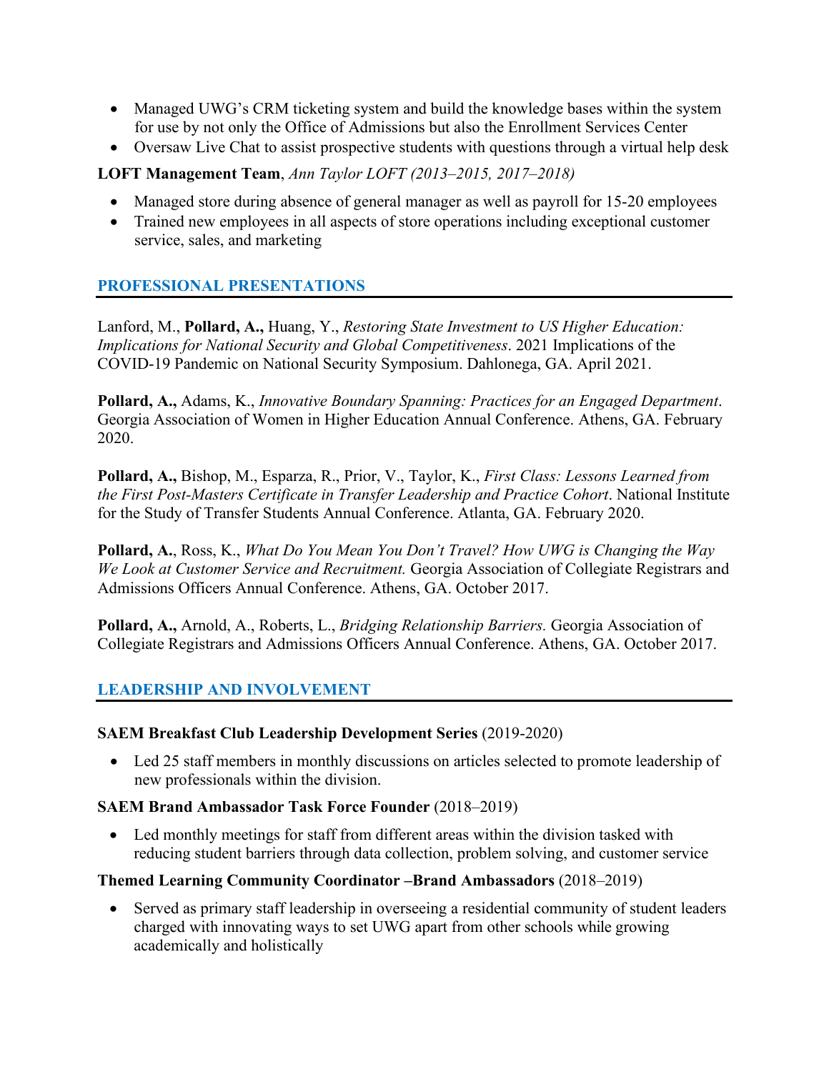- Managed UWG's CRM ticketing system and build the knowledge bases within the system for use by not only the Office of Admissions but also the Enrollment Services Center
- Oversaw Live Chat to assist prospective students with questions through a virtual help desk

**LOFT Management Team**, *Ann Taylor LOFT (2013–2015, 2017–2018)*

- Managed store during absence of general manager as well as payroll for 15-20 employees
- Trained new employees in all aspects of store operations including exceptional customer service, sales, and marketing

## PROFESSIONAL PRESENTATIONS

Lanford, M., **Pollard, A.,** Huang, Y., *Restoring State Investment to US Higher Education: Implications for National Security and Global Competitiveness*. 2021 Implications of the COVID-19 Pandemic on National Security Symposium. Dahlonega, GA. April 2021.

**Pollard, A.,** Adams, K., *Innovative Boundary Spanning: Practices for an Engaged Department*. Georgia Association of Women in Higher Education Annual Conference. Athens, GA. February 2020.

**Pollard, A.,** Bishop, M., Esparza, R., Prior, V., Taylor, K., *First Class: Lessons Learned from the First Post-Masters Certificate in Transfer Leadership and Practice Cohort*. National Institute for the Study of Transfer Students Annual Conference. Atlanta, GA. February 2020.

**Pollard, A.**, Ross, K., *What Do You Mean You Don't Travel? How UWG is Changing the Way We Look at Customer Service and Recruitment.* Georgia Association of Collegiate Registrars and Admissions Officers Annual Conference. Athens, GA. October 2017.

**Pollard, A.,** Arnold, A., Roberts, L., *Bridging Relationship Barriers.* Georgia Association of Collegiate Registrars and Admissions Officers Annual Conference. Athens, GA. October 2017.

## LEADERSHIP AND INVOLVEMENT

**SAEM Breakfast Club Leadership Development Series** (2019-2020)

- Led 25 staff members in monthly discussions on articles selected to promote leadership of new professionals within the division.

**SAEM Brand Ambassador Task Force Founder** (2018–2019)

- Led monthly meetings for staff from different areas within the division tasked with reducing student barriers through data collection, problem solving, and customer service

**Themed Learning Community Coordinator –Brand Ambassadors** (2018–2019)

- Served as primary staff leadership in overseeing a residential community of student leaders charged with innovating ways to set UWG apart from other schools while growing academically and holistically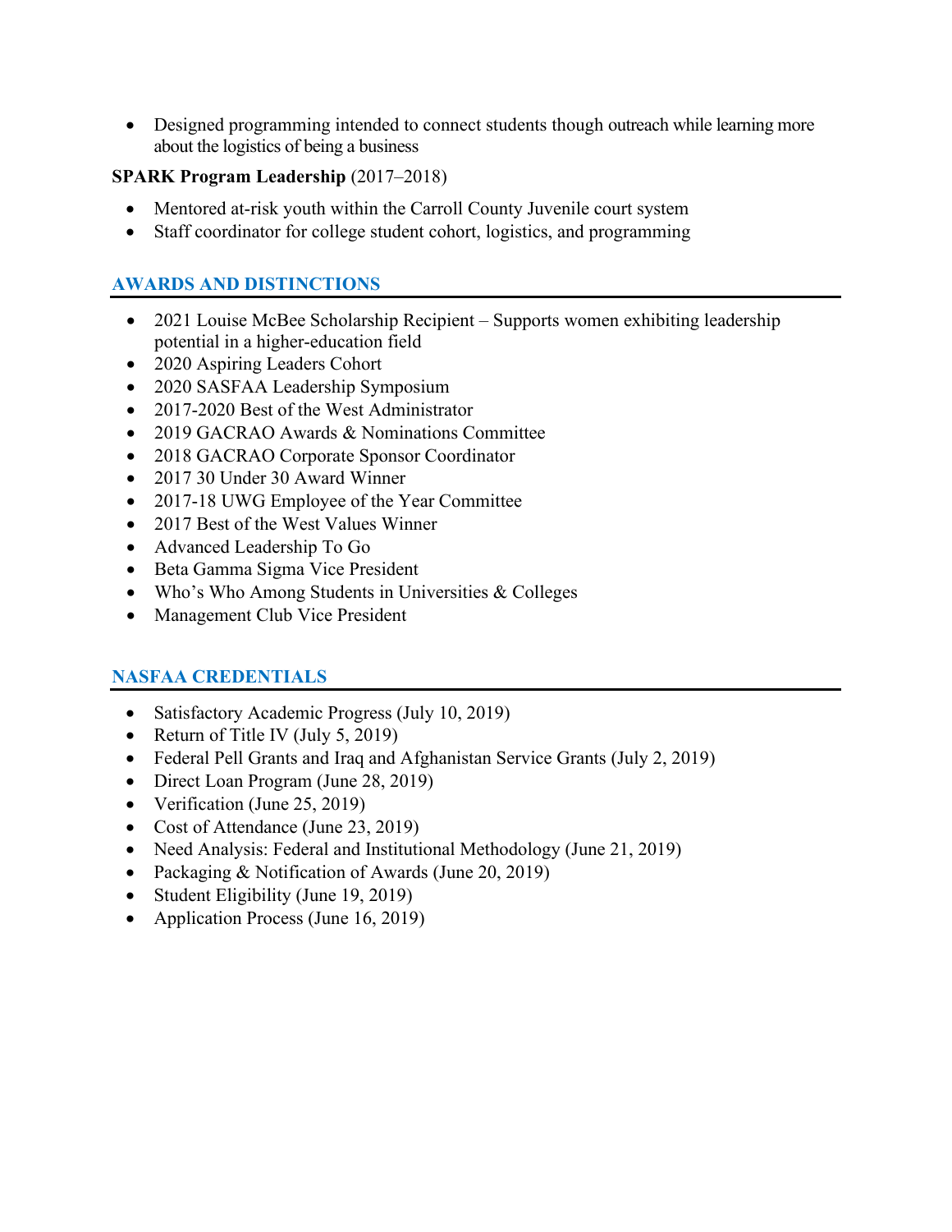- Designed programming intended to connect students though outreach while learning more about the logistics of being a business

**SPARK Program Leadership** (2017–2018)

- Mentored at-risk youth within the Carroll County Juvenile court system
- Staff coordinator for college student cohort, logistics, and programming

## AWARDS AND DISTINCTIONS

- 2021 Louise McBee Scholarship Recipient – Supports women exhibiting leadership potential in a higher-education field
- 2020 Aspiring Leaders Cohort
- 2020 SASFAA Leadership Symposium
- 2017-2020 Best of the West Administrator
- 2019 GACRAO Awards & Nominations Committee
- 2018 GACRAO Corporate Sponsor Coordinator
- 2017 30 Under 30 Award Winner
- 2017-18 UWG Employee of the Year Committee
- 2017 Best of the West Values Winner
- Advanced Leadership To Go
- Beta Gamma Sigma Vice President
- Who's Who Among Students in Universities & Colleges
- Management Club Vice President

## NASFAA CREDENTIALS

- Satisfactory Academic Progress (July 10, 2019)
- Return of Title IV (July 5, 2019)
- Federal Pell Grants and Iraq and Afghanistan Service Grants (July 2, 2019)
- Direct Loan Program (June 28, 2019)
- Verification (June 25, 2019)
- Cost of Attendance (June 23, 2019)
- Need Analysis: Federal and Institutional Methodology (June 21, 2019)
- Packaging & Notification of Awards (June 20, 2019)
- Student Eligibility (June 19, 2019)
- Application Process (June 16, 2019)